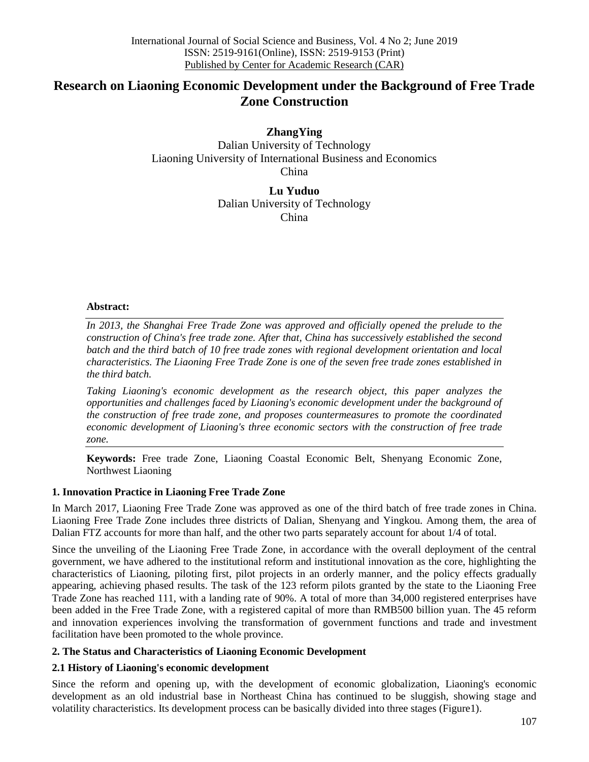# Research on Liaoning Economic Development under the Background of Free Trade Zone Construction

**ZhangYing**
Dalian University of Technology
Liaoning University of International Business and Economics
China

**Lu Yuduo**
Dalian University of Technology
China

**Abstract:**

*In 2013, the Shanghai Free Trade Zone was approved and officially opened the prelude to the construction of China's free trade zone. After that, China has successively established the second batch and the third batch of 10 free trade zones with regional development orientation and local characteristics. The Liaoning Free Trade Zone is one of the seven free trade zones established in the third batch.*

*Taking Liaoning's economic development as the research object, this paper analyzes the opportunities and challenges faced by Liaoning's economic development under the background of the construction of free trade zone, and proposes countermeasures to promote the coordinated economic development of Liaoning's three economic sectors with the construction of free trade zone.*

**Keywords:** Free trade Zone, Liaoning Coastal Economic Belt, Shenyang Economic Zone, Northwest Liaoning

### 1. Innovation Practice in Liaoning Free Trade Zone

In March 2017, Liaoning Free Trade Zone was approved as one of the third batch of free trade zones in China. Liaoning Free Trade Zone includes three districts of Dalian, Shenyang and Yingkou. Among them, the area of Dalian FTZ accounts for more than half, and the other two parts separately account for about 1/4 of total.

Since the unveiling of the Liaoning Free Trade Zone, in accordance with the overall deployment of the central government, we have adhered to the institutional reform and institutional innovation as the core, highlighting the characteristics of Liaoning, piloting first, pilot projects in an orderly manner, and the policy effects gradually appearing, achieving phased results. The task of the 123 reform pilots granted by the state to the Liaoning Free Trade Zone has reached 111, with a landing rate of 90%. A total of more than 34,000 registered enterprises have been added in the Free Trade Zone, with a registered capital of more than RMB500 billion yuan. The 45 reform and innovation experiences involving the transformation of government functions and trade and investment facilitation have been promoted to the whole province.

### 2. The Status and Characteristics of Liaoning Economic Development

#### 2.1 History of Liaoning's economic development

Since the reform and opening up, with the development of economic globalization, Liaoning's economic development as an old industrial base in Northeast China has continued to be sluggish, showing stage and volatility characteristics. Its development process can be basically divided into three stages (Figure1).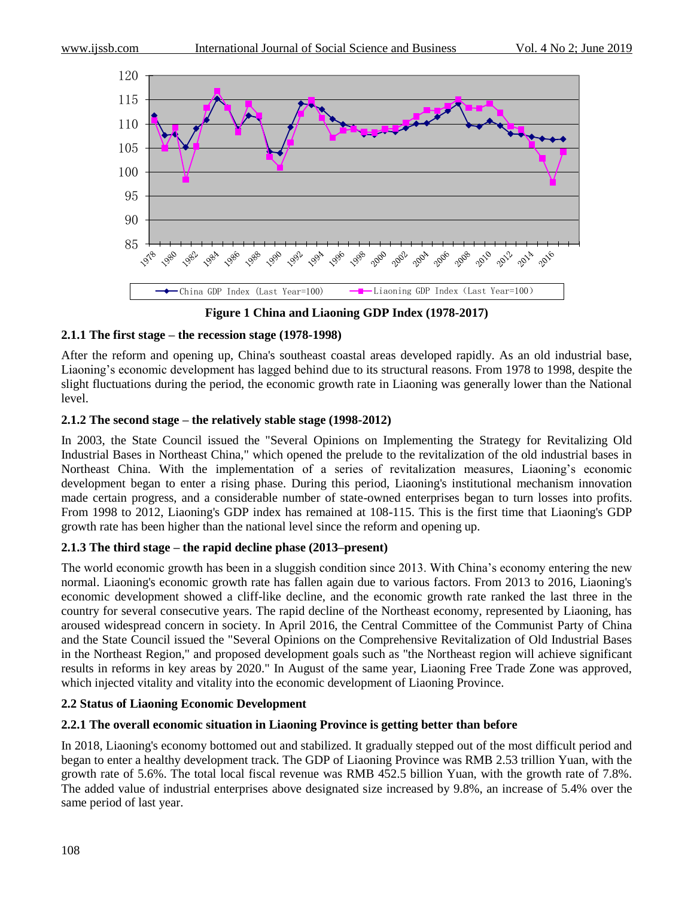Figure 1 China and Liaoning GDP Index (1978-2017)

### 2.1.1 The first stage – the recession stage (1978-1998)

After the reform and opening up, China's southeast coastal areas developed rapidly. As an old industrial base, Liaoning's economic development has lagged behind due to its structural reasons. From 1978 to 1998, despite the slight fluctuations during the period, the economic growth rate in Liaoning was generally lower than the National level.

### 2.1.2 The second stage – the relatively stable stage (1998-2012)

In 2003, the State Council issued the "Several Opinions on Implementing the Strategy for Revitalizing Old Industrial Bases in Northeast China," which opened the prelude to the revitalization of the old industrial bases in Northeast China. With the implementation of a series of revitalization measures, Liaoning's economic development began to enter a rising phase. During this period, Liaoning's institutional mechanism innovation made certain progress, and a considerable number of state-owned enterprises began to turn losses into profits. From 1998 to 2012, Liaoning's GDP index has remained at 108-115. This is the first time that Liaoning's GDP growth rate has been higher than the national level since the reform and opening up.

### 2.1.3 The third stage – the rapid decline phase (2013–present)

The world economic growth has been in a sluggish condition since 2013. With China's economy entering the new normal. Liaoning's economic growth rate has fallen again due to various factors. From 2013 to 2016, Liaoning's economic development showed a cliff-like decline, and the economic growth rate ranked the last three in the country for several consecutive years. The rapid decline of the Northeast economy, represented by Liaoning, has aroused widespread concern in society. In April 2016, the Central Committee of the Communist Party of China and the State Council issued the "Several Opinions on the Comprehensive Revitalization of Old Industrial Bases in the Northeast Region," and proposed development goals such as "the Northeast region will achieve significant results in reforms in key areas by 2020." In August of the same year, Liaoning Free Trade Zone was approved, which injected vitality and vitality into the economic development of Liaoning Province.

## 2.2 Status of Liaoning Economic Development

### 2.2.1 The overall economic situation in Liaoning Province is getting better than before

In 2018, Liaoning's economy bottomed out and stabilized. It gradually stepped out of the most difficult period and began to enter a healthy development track. The GDP of Liaoning Province was RMB 2.53 trillion Yuan, with the growth rate of 5.6%. The total local fiscal revenue was RMB 452.5 billion Yuan, with the growth rate of 7.8%. The added value of industrial enterprises above designated size increased by 9.8%, an increase of 5.4% over the same period of last year.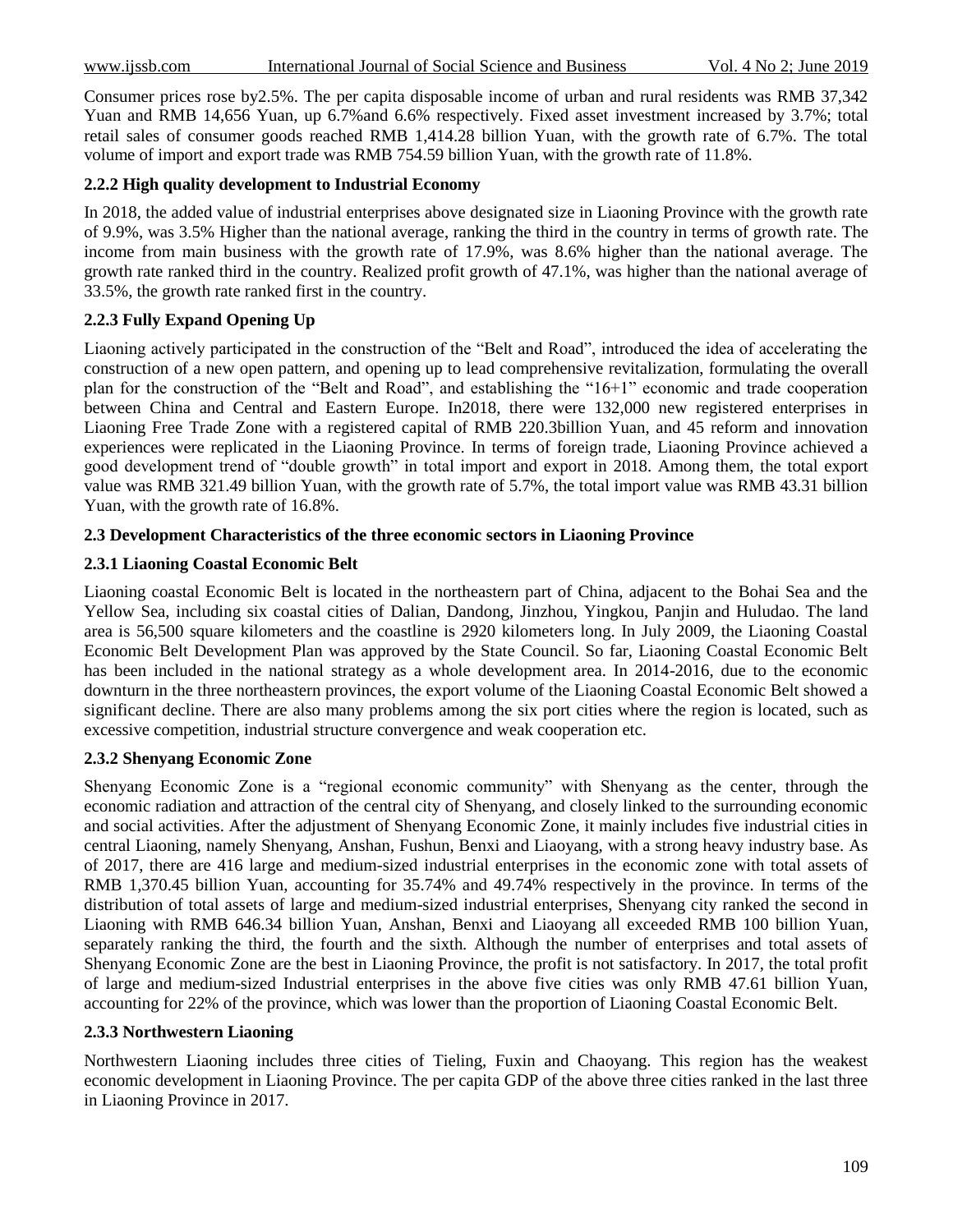Consumer prices rose by2.5%. The per capita disposable income of urban and rural residents was RMB 37,342 Yuan and RMB 14,656 Yuan, up 6.7%and 6.6% respectively. Fixed asset investment increased by 3.7%; total retail sales of consumer goods reached RMB 1,414.28 billion Yuan, with the growth rate of 6.7%. The total volume of import and export trade was RMB 754.59 billion Yuan, with the growth rate of 11.8%.

#### 2.2.2 High quality development to Industrial Economy

In 2018, the added value of industrial enterprises above designated size in Liaoning Province with the growth rate of 9.9%, was 3.5% Higher than the national average, ranking the third in the country in terms of growth rate. The income from main business with the growth rate of 17.9%, was 8.6% higher than the national average. The growth rate ranked third in the country. Realized profit growth of 47.1%, was higher than the national average of 33.5%, the growth rate ranked first in the country.

#### 2.2.3 Fully Expand Opening Up

Liaoning actively participated in the construction of the "Belt and Road", introduced the idea of accelerating the construction of a new open pattern, and opening up to lead comprehensive revitalization, formulating the overall plan for the construction of the "Belt and Road", and establishing the "16+1" economic and trade cooperation between China and Central and Eastern Europe. In2018, there were 132,000 new registered enterprises in Liaoning Free Trade Zone with a registered capital of RMB 220.3billion Yuan, and 45 reform and innovation experiences were replicated in the Liaoning Province. In terms of foreign trade, Liaoning Province achieved a good development trend of "double growth" in total import and export in 2018. Among them, the total export value was RMB 321.49 billion Yuan, with the growth rate of 5.7%, the total import value was RMB 43.31 billion Yuan, with the growth rate of 16.8%.

### 2.3 Development Characteristics of the three economic sectors in Liaoning Province

#### 2.3.1 Liaoning Coastal Economic Belt

Liaoning coastal Economic Belt is located in the northeastern part of China, adjacent to the Bohai Sea and the Yellow Sea, including six coastal cities of Dalian, Dandong, Jinzhou, Yingkou, Panjin and Huludao. The land area is 56,500 square kilometers and the coastline is 2920 kilometers long. In July 2009, the Liaoning Coastal Economic Belt Development Plan was approved by the State Council. So far, Liaoning Coastal Economic Belt has been included in the national strategy as a whole development area. In 2014-2016, due to the economic downturn in the three northeastern provinces, the export volume of the Liaoning Coastal Economic Belt showed a significant decline. There are also many problems among the six port cities where the region is located, such as excessive competition, industrial structure convergence and weak cooperation etc.

#### 2.3.2 Shenyang Economic Zone

Shenyang Economic Zone is a "regional economic community" with Shenyang as the center, through the economic radiation and attraction of the central city of Shenyang, and closely linked to the surrounding economic and social activities. After the adjustment of Shenyang Economic Zone, it mainly includes five industrial cities in central Liaoning, namely Shenyang, Anshan, Fushun, Benxi and Liaoyang, with a strong heavy industry base. As of 2017, there are 416 large and medium-sized industrial enterprises in the economic zone with total assets of RMB 1,370.45 billion Yuan, accounting for 35.74% and 49.74% respectively in the province. In terms of the distribution of total assets of large and medium-sized industrial enterprises, Shenyang city ranked the second in Liaoning with RMB 646.34 billion Yuan, Anshan, Benxi and Liaoyang all exceeded RMB 100 billion Yuan, separately ranking the third, the fourth and the sixth. Although the number of enterprises and total assets of Shenyang Economic Zone are the best in Liaoning Province, the profit is not satisfactory. In 2017, the total profit of large and medium-sized Industrial enterprises in the above five cities was only RMB 47.61 billion Yuan, accounting for 22% of the province, which was lower than the proportion of Liaoning Coastal Economic Belt.

#### 2.3.3 Northwestern Liaoning

Northwestern Liaoning includes three cities of Tieling, Fuxin and Chaoyang. This region has the weakest economic development in Liaoning Province. The per capita GDP of the above three cities ranked in the last three in Liaoning Province in 2017.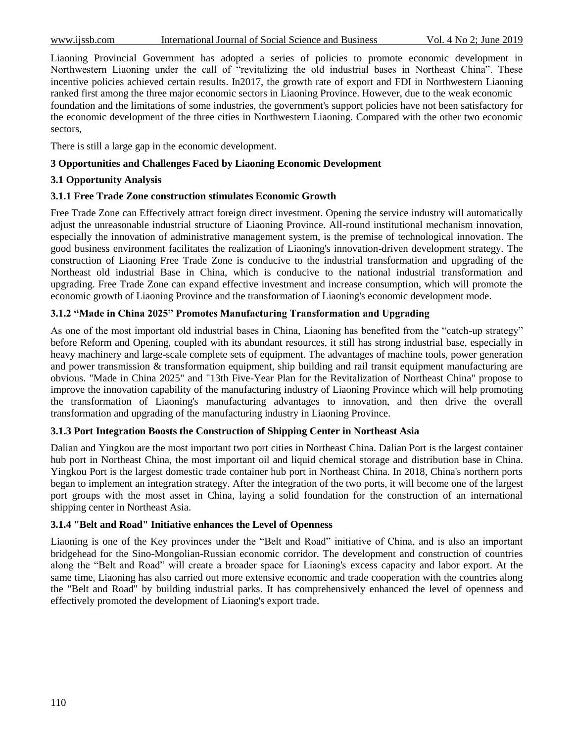Liaoning Provincial Government has adopted a series of policies to promote economic development in Northwestern Liaoning under the call of "revitalizing the old industrial bases in Northeast China". These incentive policies achieved certain results. In2017, the growth rate of export and FDI in Northwestern Liaoning ranked first among the three major economic sectors in Liaoning Province. However, due to the weak economic foundation and the limitations of some industries, the government's support policies have not been satisfactory for the economic development of the three cities in Northwestern Liaoning. Compared with the other two economic sectors,

There is still a large gap in the economic development.

## 3 Opportunities and Challenges Faced by Liaoning Economic Development

### 3.1 Opportunity Analysis

#### 3.1.1 Free Trade Zone construction stimulates Economic Growth

Free Trade Zone can Effectively attract foreign direct investment. Opening the service industry will automatically adjust the unreasonable industrial structure of Liaoning Province. All-round institutional mechanism innovation, especially the innovation of administrative management system, is the premise of technological innovation. The good business environment facilitates the realization of Liaoning's innovation-driven development strategy. The construction of Liaoning Free Trade Zone is conducive to the industrial transformation and upgrading of the Northeast old industrial Base in China, which is conducive to the national industrial transformation and upgrading. Free Trade Zone can expand effective investment and increase consumption, which will promote the economic growth of Liaoning Province and the transformation of Liaoning's economic development mode.

#### 3.1.2 "Made in China 2025" Promotes Manufacturing Transformation and Upgrading

As one of the most important old industrial bases in China, Liaoning has benefited from the "catch-up strategy" before Reform and Opening, coupled with its abundant resources, it still has strong industrial base, especially in heavy machinery and large-scale complete sets of equipment. The advantages of machine tools, power generation and power transmission & transformation equipment, ship building and rail transit equipment manufacturing are obvious. "Made in China 2025" and "13th Five-Year Plan for the Revitalization of Northeast China" propose to improve the innovation capability of the manufacturing industry of Liaoning Province which will help promoting the transformation of Liaoning's manufacturing advantages to innovation, and then drive the overall transformation and upgrading of the manufacturing industry in Liaoning Province.

#### 3.1.3 Port Integration Boosts the Construction of Shipping Center in Northeast Asia

Dalian and Yingkou are the most important two port cities in Northeast China. Dalian Port is the largest container hub port in Northeast China, the most important oil and liquid chemical storage and distribution base in China. Yingkou Port is the largest domestic trade container hub port in Northeast China. In 2018, China's northern ports began to implement an integration strategy. After the integration of the two ports, it will become one of the largest port groups with the most asset in China, laying a solid foundation for the construction of an international shipping center in Northeast Asia.

#### 3.1.4 "Belt and Road" Initiative enhances the Level of Openness

Liaoning is one of the Key provinces under the "Belt and Road" initiative of China, and is also an important bridgehead for the Sino-Mongolian-Russian economic corridor. The development and construction of countries along the "Belt and Road" will create a broader space for Liaoning's excess capacity and labor export. At the same time, Liaoning has also carried out more extensive economic and trade cooperation with the countries along the "Belt and Road" by building industrial parks. It has comprehensively enhanced the level of openness and effectively promoted the development of Liaoning's export trade.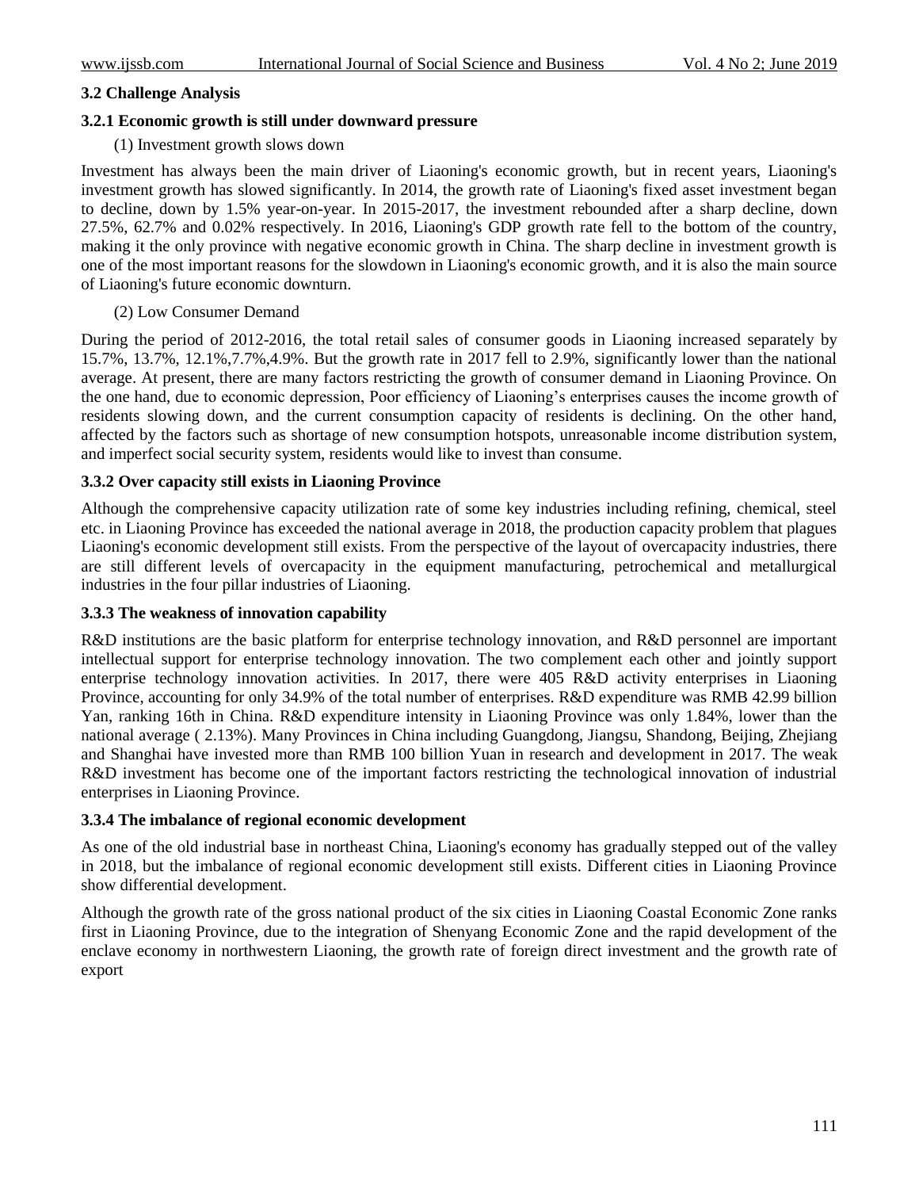### 3.2 Challenge Analysis

#### 3.2.1 Economic growth is still under downward pressure

(1) Investment growth slows down

Investment has always been the main driver of Liaoning's economic growth, but in recent years, Liaoning's investment growth has slowed significantly. In 2014, the growth rate of Liaoning's fixed asset investment began to decline, down by 1.5% year-on-year. In 2015-2017, the investment rebounded after a sharp decline, down 27.5%, 62.7% and 0.02% respectively. In 2016, Liaoning's GDP growth rate fell to the bottom of the country, making it the only province with negative economic growth in China. The sharp decline in investment growth is one of the most important reasons for the slowdown in Liaoning's economic growth, and it is also the main source of Liaoning's future economic downturn.

(2) Low Consumer Demand

During the period of 2012-2016, the total retail sales of consumer goods in Liaoning increased separately by 15.7%, 13.7%, 12.1%,7.7%,4.9%. But the growth rate in 2017 fell to 2.9%, significantly lower than the national average. At present, there are many factors restricting the growth of consumer demand in Liaoning Province. On the one hand, due to economic depression, Poor efficiency of Liaoning's enterprises causes the income growth of residents slowing down, and the current consumption capacity of residents is declining. On the other hand, affected by the factors such as shortage of new consumption hotspots, unreasonable income distribution system, and imperfect social security system, residents would like to invest than consume.

#### 3.3.2 Over capacity still exists in Liaoning Province

Although the comprehensive capacity utilization rate of some key industries including refining, chemical, steel etc. in Liaoning Province has exceeded the national average in 2018, the production capacity problem that plagues Liaoning's economic development still exists. From the perspective of the layout of overcapacity industries, there are still different levels of overcapacity in the equipment manufacturing, petrochemical and metallurgical industries in the four pillar industries of Liaoning.

#### 3.3.3 The weakness of innovation capability

R&D institutions are the basic platform for enterprise technology innovation, and R&D personnel are important intellectual support for enterprise technology innovation. The two complement each other and jointly support enterprise technology innovation activities. In 2017, there were 405 R&D activity enterprises in Liaoning Province, accounting for only 34.9% of the total number of enterprises. R&D expenditure was RMB 42.99 billion Yan, ranking 16th in China. R&D expenditure intensity in Liaoning Province was only 1.84%, lower than the national average ( 2.13%). Many Provinces in China including Guangdong, Jiangsu, Shandong, Beijing, Zhejiang and Shanghai have invested more than RMB 100 billion Yuan in research and development in 2017. The weak R&D investment has become one of the important factors restricting the technological innovation of industrial enterprises in Liaoning Province.

#### 3.3.4 The imbalance of regional economic development

As one of the old industrial base in northeast China, Liaoning's economy has gradually stepped out of the valley in 2018, but the imbalance of regional economic development still exists. Different cities in Liaoning Province show differential development.

Although the growth rate of the gross national product of the six cities in Liaoning Coastal Economic Zone ranks first in Liaoning Province, due to the integration of Shenyang Economic Zone and the rapid development of the enclave economy in northwestern Liaoning, the growth rate of foreign direct investment and the growth rate of export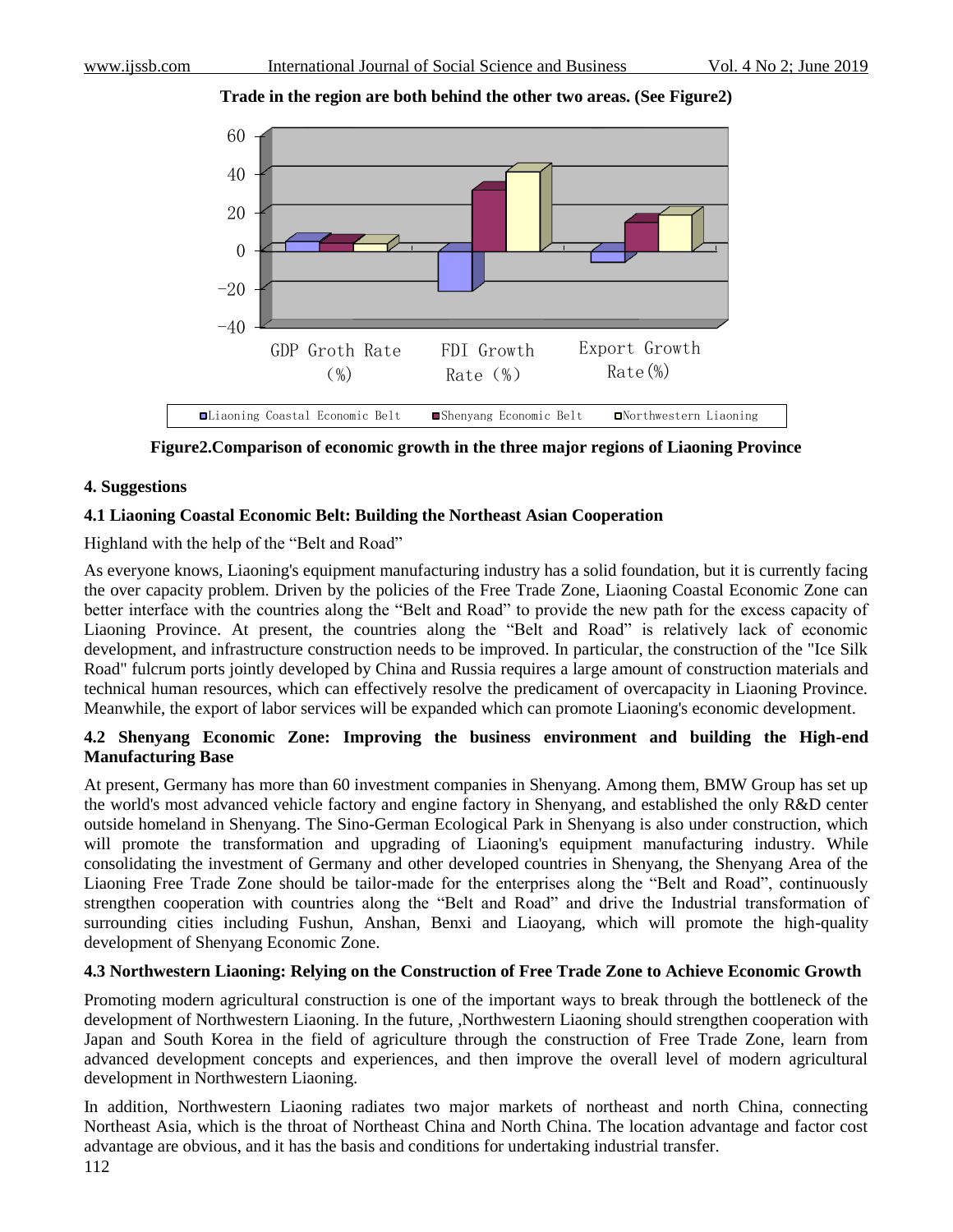Trade in the region are both behind the other two areas. (See Figure2)

**Figure2.Comparison of economic growth in the three major regions of Liaoning Province**

## 4. Suggestions

### 4.1 Liaoning Coastal Economic Belt: Building the Northeast Asian Cooperation

Highland with the help of the “Belt and Road”

As everyone knows, Liaoning's equipment manufacturing industry has a solid foundation, but it is currently facing the over capacity problem. Driven by the policies of the Free Trade Zone, Liaoning Coastal Economic Zone can better interface with the countries along the “Belt and Road” to provide the new path for the excess capacity of Liaoning Province. At present, the countries along the “Belt and Road” is relatively lack of economic development, and infrastructure construction needs to be improved. In particular, the construction of the "Ice Silk Road" fulcrum ports jointly developed by China and Russia requires a large amount of construction materials and technical human resources, which can effectively resolve the predicament of overcapacity in Liaoning Province. Meanwhile, the export of labor services will be expanded which can promote Liaoning's economic development.

### 4.2 Shenyang Economic Zone: Improving the business environment and building the High-end Manufacturing Base

At present, Germany has more than 60 investment companies in Shenyang. Among them, BMW Group has set up the world's most advanced vehicle factory and engine factory in Shenyang, and established the only R&D center outside homeland in Shenyang. The Sino-German Ecological Park in Shenyang is also under construction, which will promote the transformation and upgrading of Liaoning's equipment manufacturing industry. While consolidating the investment of Germany and other developed countries in Shenyang, the Shenyang Area of the Liaoning Free Trade Zone should be tailor-made for the enterprises along the “Belt and Road”, continuously strengthen cooperation with countries along the “Belt and Road” and drive the Industrial transformation of surrounding cities including Fushun, Anshan, Benxi and Liaoyang, which will promote the high-quality development of Shenyang Economic Zone.

### 4.3 Northwestern Liaoning: Relying on the Construction of Free Trade Zone to Achieve Economic Growth

Promoting modern agricultural construction is one of the important ways to break through the bottleneck of the development of Northwestern Liaoning. In the future, ,Northwestern Liaoning should strengthen cooperation with Japan and South Korea in the field of agriculture through the construction of Free Trade Zone, learn from advanced development concepts and experiences, and then improve the overall level of modern agricultural development in Northwestern Liaoning.

In addition, Northwestern Liaoning radiates two major markets of northeast and north China, connecting Northeast Asia, which is the throat of Northeast China and North China. The location advantage and factor cost advantage are obvious, and it has the basis and conditions for undertaking industrial transfer.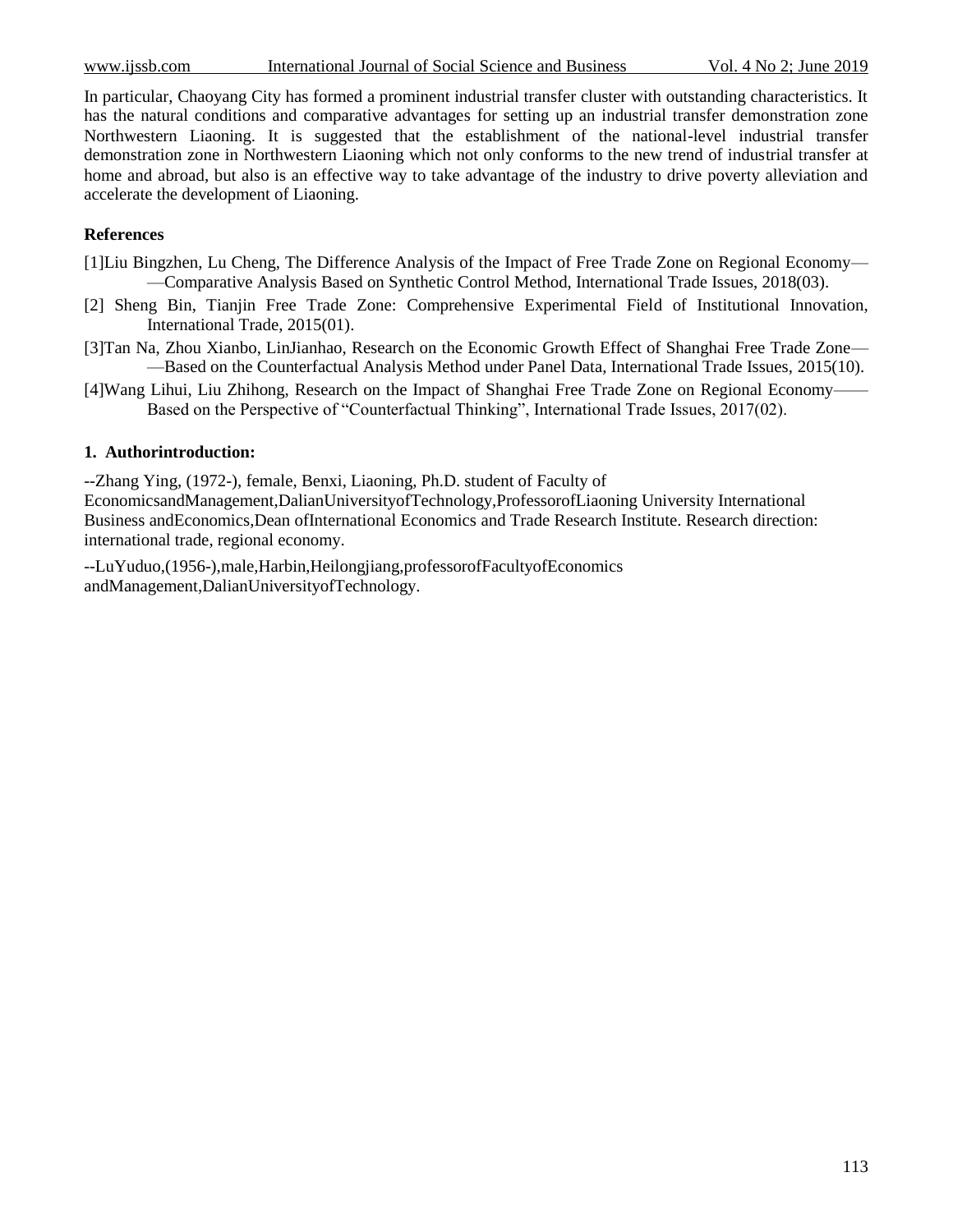In particular, Chaoyang City has formed a prominent industrial transfer cluster with outstanding characteristics. It has the natural conditions and comparative advantages for setting up an industrial transfer demonstration zone Northwestern Liaoning. It is suggested that the establishment of the national-level industrial transfer demonstration zone in Northwestern Liaoning which not only conforms to the new trend of industrial transfer at home and abroad, but also is an effective way to take advantage of the industry to drive poverty alleviation and accelerate the development of Liaoning.

## References

[1]Liu Bingzhen, Lu Cheng, The Difference Analysis of the Impact of Free Trade Zone on Regional Economy——Comparative Analysis Based on Synthetic Control Method, International Trade Issues, 2018(03).

[2] Sheng Bin, Tianjin Free Trade Zone: Comprehensive Experimental Field of Institutional Innovation, International Trade, 2015(01).

[3]Tan Na, Zhou Xianbo, LinJianhao, Research on the Economic Growth Effect of Shanghai Free Trade Zone——Based on the Counterfactual Analysis Method under Panel Data, International Trade Issues, 2015(10).

[4]Wang Lihui, Liu Zhihong, Research on the Impact of Shanghai Free Trade Zone on Regional Economy——Based on the Perspective of "Counterfactual Thinking", International Trade Issues, 2017(02).

## 1. Authorintroduction:

--Zhang Ying, (1972-), female, Benxi, Liaoning, Ph.D. student of Faculty of EconomicsandManagement,DalianUniversityofTechnology,ProfessorofLiaoning University International Business andEconomics,Dean ofInternational Economics and Trade Research Institute. Research direction: international trade, regional economy.

--LuYuduo,(1956-),male,Harbin,Heilongjiang,professorofFacultyofEconomics andManagement,DalianUniversityofTechnology.